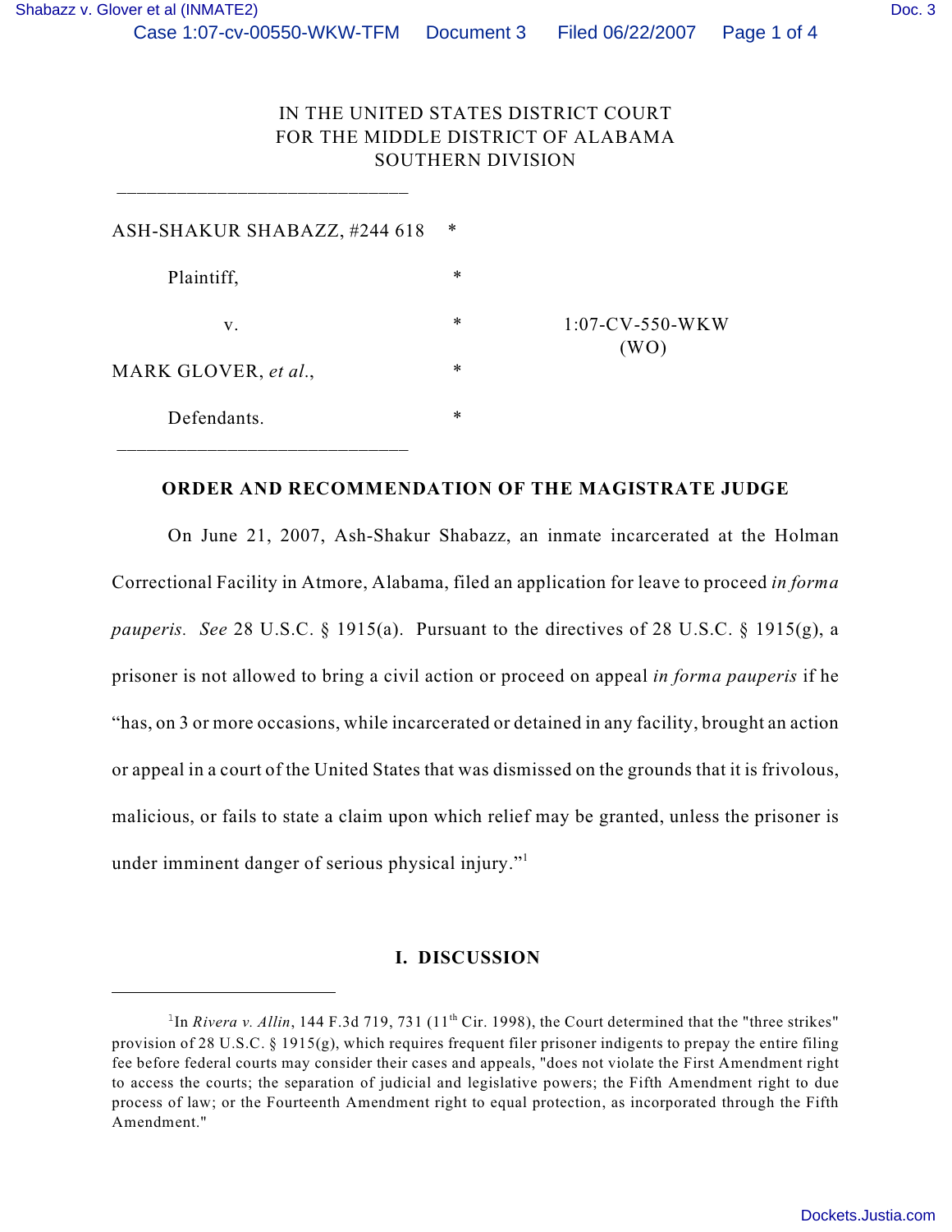IN THE UNITED STATES DISTRICT COURT
FOR THE MIDDLE DISTRICT OF ALABAMA
SOUTHERN DIVISION

_____________________________

ASH-SHAKUR SHABAZZ, #244 618 *

Plaintiff, *

v. * 1:07-CV-550-WKW (WO)

MARK GLOVER, *et al*., *

Defendants. *

_____________________________

**ORDER AND RECOMMENDATION OF THE MAGISTRATE JUDGE**

On June 21, 2007, Ash-Shakur Shabazz, an inmate incarcerated at the Holman Correctional Facility in Atmore, Alabama, filed an application for leave to proceed *in forma pauperis. See* 28 U.S.C. § 1915(a). Pursuant to the directives of 28 U.S.C. § 1915(g), a prisoner is not allowed to bring a civil action or proceed on appeal *in forma pauperis* if he "has, on 3 or more occasions, while incarcerated or detained in any facility, brought an action or appeal in a court of the United States that was dismissed on the grounds that it is frivolous, malicious, or fails to state a claim upon which relief may be granted, unless the prisoner is under imminent danger of serious physical injury."[1]

## I. DISCUSSION

---

[1]In *Rivera v. Allin*, 144 F.3d 719, 731 (11th Cir. 1998), the Court determined that the "three strikes" provision of 28 U.S.C. § 1915(g), which requires frequent filer prisoner indigents to prepay the entire filing fee before federal courts may consider their cases and appeals, "does not violate the First Amendment right to access the courts; the separation of judicial and legislative powers; the Fifth Amendment right to due process of law; or the Fourteenth Amendment right to equal protection, as incorporated through the Fifth Amendment."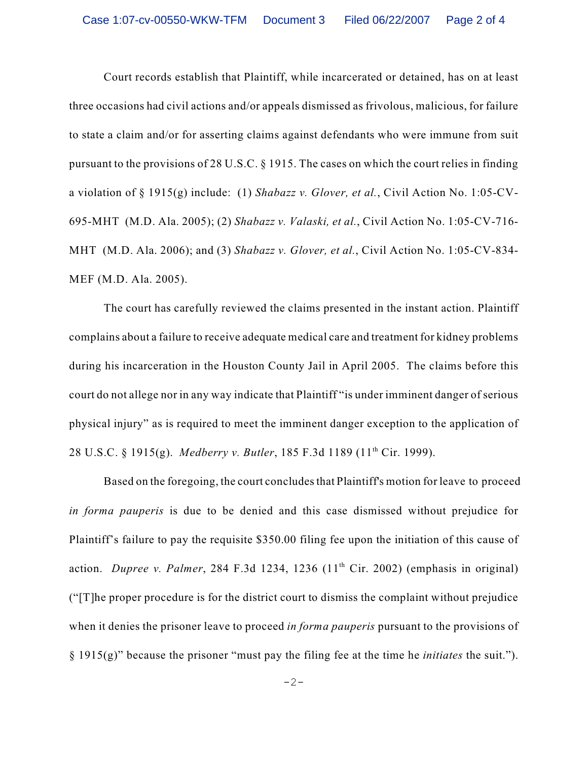Court records establish that Plaintiff, while incarcerated or detained, has on at least three occasions had civil actions and/or appeals dismissed as frivolous, malicious, for failure to state a claim and/or for asserting claims against defendants who were immune from suit pursuant to the provisions of 28 U.S.C. § 1915. The cases on which the court relies in finding a violation of § 1915(g) include: (1) *Shabazz v. Glover, et al.*, Civil Action No. 1:05-CV-695-MHT (M.D. Ala. 2005); (2) *Shabazz v. Valaski, et al.*, Civil Action No. 1:05-CV-716-MHT (M.D. Ala. 2006); and (3) *Shabazz v. Glover, et al.*, Civil Action No. 1:05-CV-834-MEF (M.D. Ala. 2005).

The court has carefully reviewed the claims presented in the instant action. Plaintiff complains about a failure to receive adequate medical care and treatment for kidney problems during his incarceration in the Houston County Jail in April 2005. The claims before this court do not allege nor in any way indicate that Plaintiff "is under imminent danger of serious physical injury" as is required to meet the imminent danger exception to the application of 28 U.S.C. § 1915(g). *Medberry v. Butler*, 185 F.3d 1189 (11th Cir. 1999).

Based on the foregoing, the court concludes that Plaintiff's motion for leave to proceed *in forma pauperis* is due to be denied and this case dismissed without prejudice for Plaintiff's failure to pay the requisite $350.00 filing fee upon the initiation of this cause of action. *Dupree v. Palmer*, 284 F.3d 1234, 1236 (11th Cir. 2002) (emphasis in original) ("[T]he proper procedure is for the district court to dismiss the complaint without prejudice when it denies the prisoner leave to proceed *in forma pauperis* pursuant to the provisions of § 1915(g)" because the prisoner "must pay the filing fee at the time he *initiates* the suit.").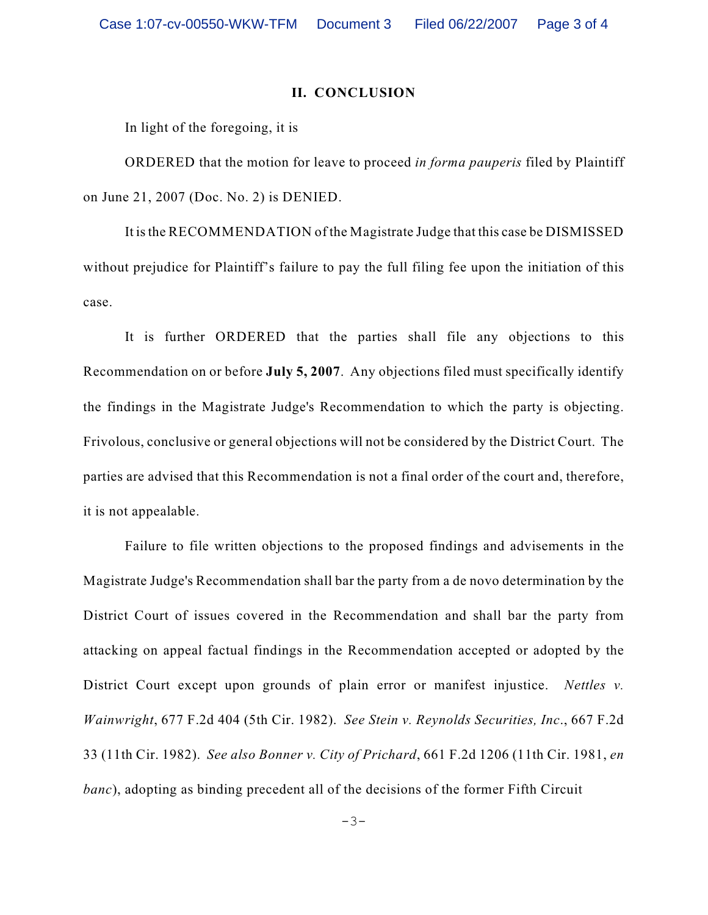## II. CONCLUSION

In light of the foregoing, it is

ORDERED that the motion for leave to proceed *in forma pauperis* filed by Plaintiff on June 21, 2007 (Doc. No. 2) is DENIED.

It is the RECOMMENDATION of the Magistrate Judge that this case be DISMISSED without prejudice for Plaintiff's failure to pay the full filing fee upon the initiation of this case.

It is further ORDERED that the parties shall file any objections to this Recommendation on or before **July 5, 2007**. Any objections filed must specifically identify the findings in the Magistrate Judge's Recommendation to which the party is objecting. Frivolous, conclusive or general objections will not be considered by the District Court. The parties are advised that this Recommendation is not a final order of the court and, therefore, it is not appealable.

Failure to file written objections to the proposed findings and advisements in the Magistrate Judge's Recommendation shall bar the party from a de novo determination by the District Court of issues covered in the Recommendation and shall bar the party from attacking on appeal factual findings in the Recommendation accepted or adopted by the District Court except upon grounds of plain error or manifest injustice. *Nettles v. Wainwright*, 677 F.2d 404 (5th Cir. 1982). *See Stein v. Reynolds Securities, Inc*., 667 F.2d 33 (11th Cir. 1982). *See also Bonner v. City of Prichard*, 661 F.2d 1206 (11th Cir. 1981, *en banc*), adopting as binding precedent all of the decisions of the former Fifth Circuit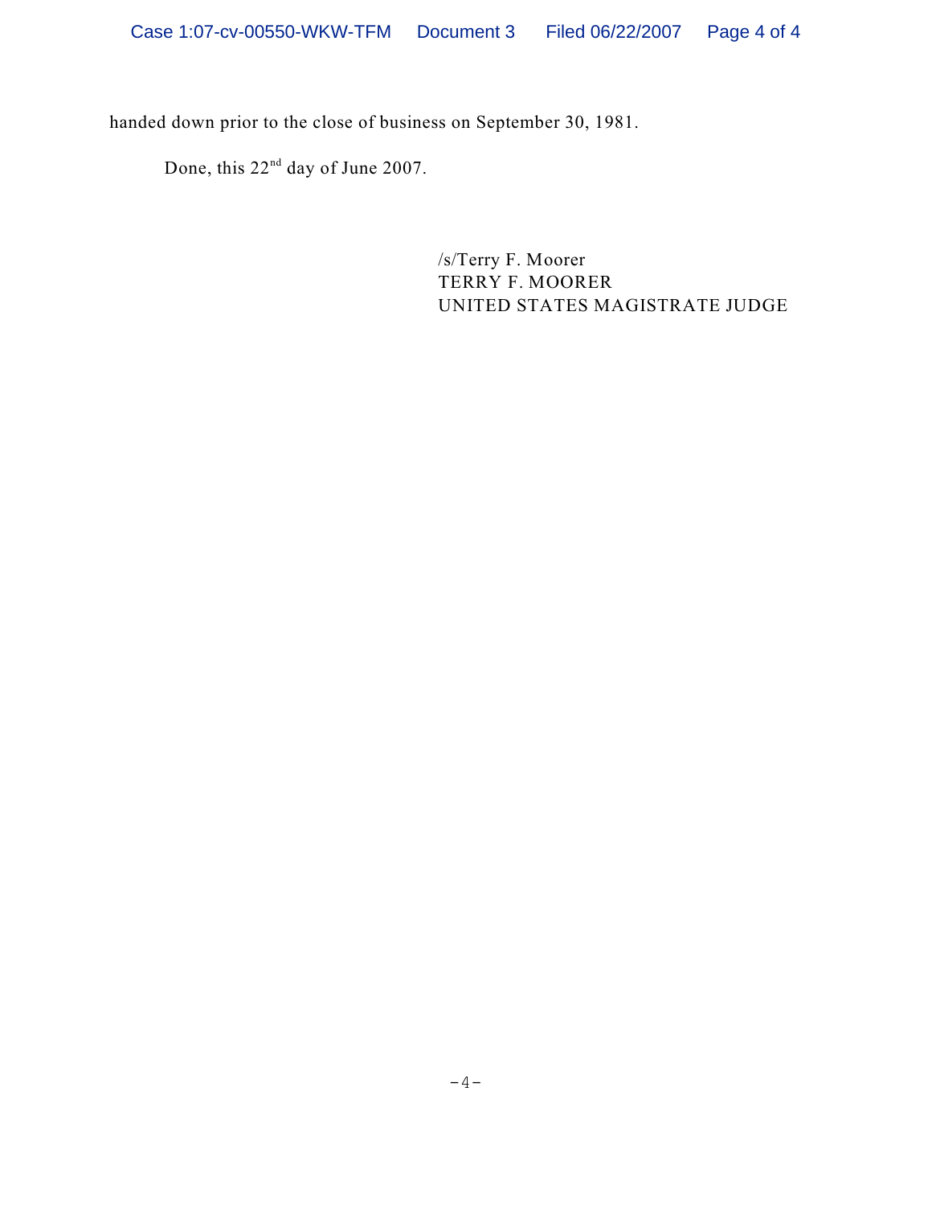handed down prior to the close of business on September 30, 1981.

Done, this 22nd day of June 2007.

/s/Terry F. Moorer
TERRY F. MOORER
UNITED STATES MAGISTRATE JUDGE